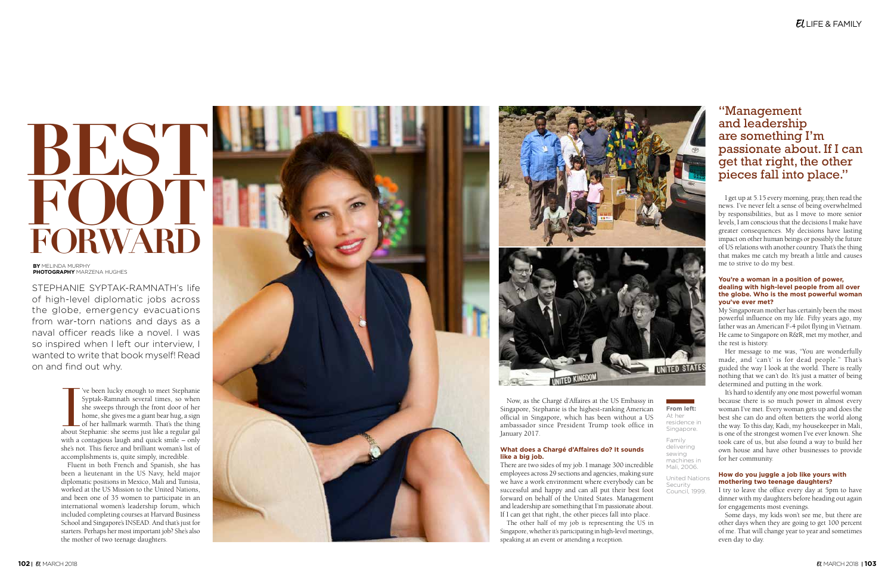# BEST FOOT FORWARD

**BY** MELINDA MURPHY
**PHOTOGRAPHY** MARZENA HUGHES

STEPHANIE SYPTAK-RAMNATH's life of high-level diplomatic jobs across the globe, emergency evacuations from war-torn nations and days as a naval officer reads like a novel. I was so inspired when I left our interview, I wanted to write that book myself! Read on and find out why.

I've been lucky enough to meet Stephanie Syptak-Ramnath several times, so when she sweeps through the front door of her home, she gives me a giant bear hug, a sign of her hallmark warmth. That's the thing about Stephanie: she seems just like a regular gal with a contagious laugh and quick smile – only she's not. This fierce and brilliant woman's list of accomplishments is, quite simply, incredible.

Fluent in both French and Spanish, she has been a lieutenant in the US Navy, held major diplomatic positions in Mexico, Mali and Tunisia, worked at the US Mission to the United Nations, and been one of 35 women to participate in an international women's leadership forum, which included completing courses at Harvard Business School and Singapore's INSEAD. And that's just for starters. Perhaps her most important job? She's also the mother of two teenage daughters.

Now, as the Chargé d'Affaires at the US Embassy in Singapore, Stephanie is the highest-ranking American official in Singapore, which has been without a US ambassador since President Trump took office in January 2017.

**From left:** At her residence in Singapore.

Family delivering sewing machines in Mali, 2006.

United Nations Security Council, 1999.

### What does a Chargé d'Affaires do? It sounds like a big job.

There are two sides of my job. I manage 300 incredible employees across 29 sections and agencies, making sure we have a work environment where everybody can be successful and happy and can all put their best foot forward on behalf of the United States. Management and leadership are something that I'm passionate about. If I can get that right, the other pieces fall into place.

The other half of my job is representing the US in Singapore, whether it's participating in high-level meetings, speaking at an event or attending a reception.

> "Management and leadership are something I'm passionate about. If I can get that right, the other pieces fall into place."

I get up at 5.15 every morning, pray, then read the news. I've never felt a sense of being overwhelmed by responsibilities, but as I move to more senior levels, I am conscious that the decisions I make have greater consequences. My decisions have lasting impact on other human beings or possibly the future of US relations with another country. That's the thing that makes me catch my breath a little and causes me to strive to do my best.

### You're a woman in a position of power, dealing with high-level people from all over the globe. Who is the most powerful woman you've ever met?

My Singaporean mother has certainly been the most powerful influence on my life. Fifty years ago, my father was an American F-4 pilot flying in Vietnam. He came to Singapore on R&R, met my mother, and the rest is history.

Her message to me was, "You are wonderfully made, and 'can't' is for dead people." That's guided the way I look at the world. There is really nothing that we can't do. It's just a matter of being determined and putting in the work.

It's hard to identify any one most powerful woman because there is so much power in almost every woman I've met. Every woman gets up and does the best she can do and often betters the world along the way. To this day, Kadi, my housekeeper in Mali, is one of the strongest women I've ever known. She took care of us, but also found a way to build her own house and have other businesses to provide for her community.

### How do you juggle a job like yours with mothering two teenage daughters?

I try to leave the office every day at 5pm to have dinner with my daughters before heading out again for engagements most evenings.

Some days, my kids won't see me, but there are other days when they are going to get 100 percent of me. That will change year to year and sometimes even day to day.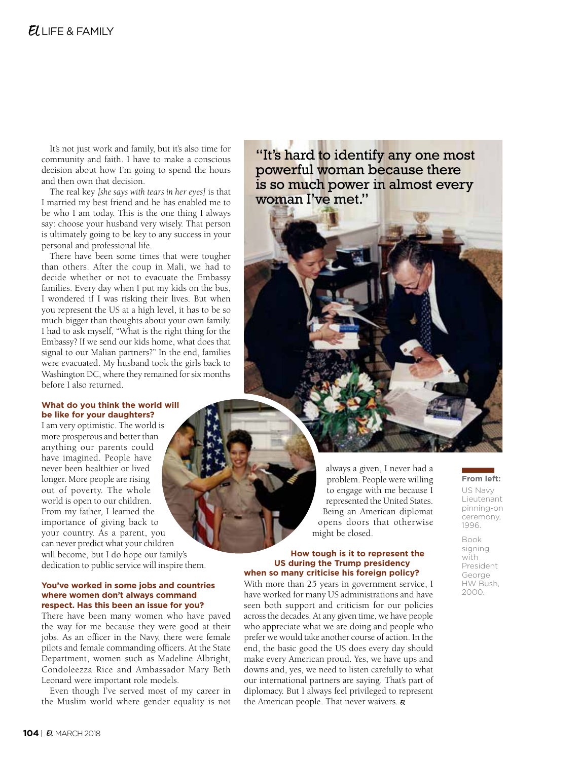It's not just work and family, but it's also time for community and faith. I have to make a conscious decision about how I'm going to spend the hours and then own that decision.

The real key *[she says with tears in her eyes]* is that I married my best friend and he has enabled me to be who I am today. This is the one thing I always say: choose your husband very wisely. That person is ultimately going to be key to any success in your personal and professional life.

There have been some times that were tougher than others. After the coup in Mali, we had to decide whether or not to evacuate the Embassy families. Every day when I put my kids on the bus, I wondered if I was risking their lives. But when you represent the US at a high level, it has to be so much bigger than thoughts about your own family. I had to ask myself, "What is the right thing for the Embassy? If we send our kids home, what does that signal to our Malian partners?" In the end, families were evacuated. My husband took the girls back to Washington DC, where they remained for six months before I also returned.

**What do you think the world will be like for your daughters?**

I am very optimistic. The world is more prosperous and better than anything our parents could have imagined. People have never been healthier or lived longer. More people are rising out of poverty. The whole world is open to our children. From my father, I learned the importance of giving back to your country. As a parent, you can never predict what your children will become, but I do hope our family's dedication to public service will inspire them.

**You've worked in some jobs and countries where women don't always command respect. Has this been an issue for you?**

There have been many women who have paved the way for me because they were good at their jobs. As an officer in the Navy, there were female pilots and female commanding officers. At the State Department, women such as Madeline Albright, Condoleezza Rice and Ambassador Mary Beth Leonard were important role models.

Even though I've served most of my career in the Muslim world where gender equality is not always a given, I never had a problem. People were willing to engage with me because I represented the United States. Being an American diplomat opens doors that otherwise might be closed.

> "It's hard to identify any one most powerful woman because there is so much power in almost every woman I've met."

**How tough is it to represent the US during the Trump presidency when so many criticise his foreign policy?**

With more than 25 years in government service, I have worked for many US administrations and have seen both support and criticism for our policies across the decades. At any given time, we have people who appreciate what we are doing and people who prefer we would take another course of action. In the end, the basic good the US does every day should make every American proud. Yes, we have ups and downs and, yes, we need to listen carefully to what our international partners are saying. That's part of diplomacy. But I always feel privileged to represent the American people. That never waivers.

**From left:**

US Navy Lieutenant pinning-on ceremony, 1996.

Book signing with President George HW Bush, 2000.